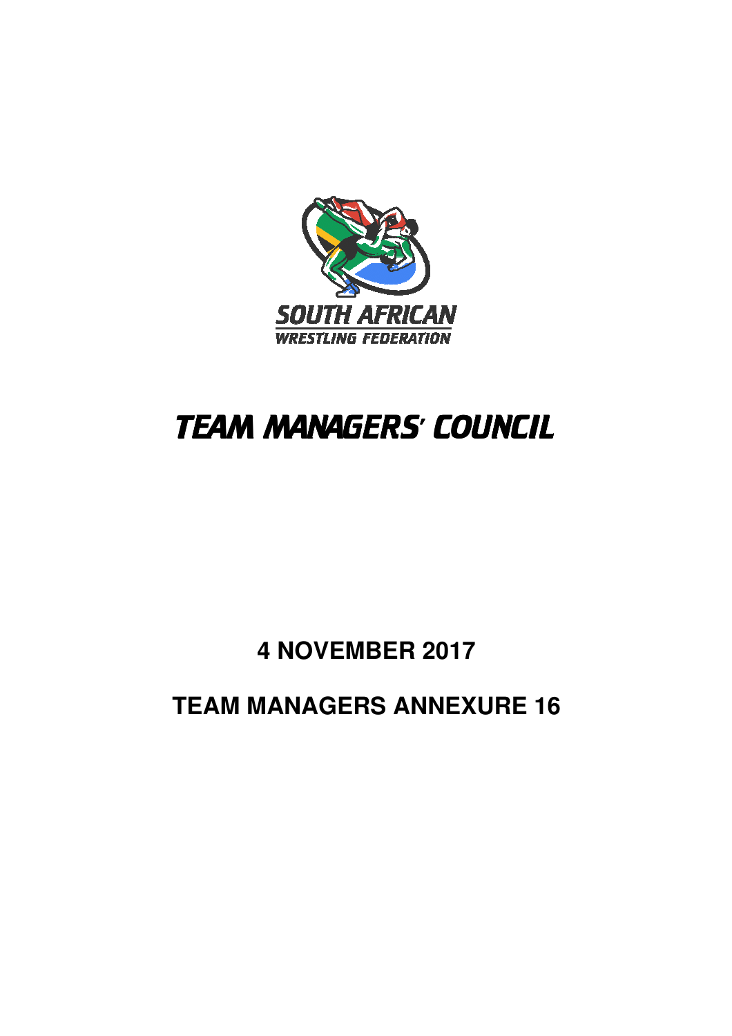SOUTH AFRICAN

WRESTLING FEDERATION

# TEAM MANAGERS' COUNCIL

## 4 NOVEMBER 2017

## TEAM MANAGERS ANNEXURE 16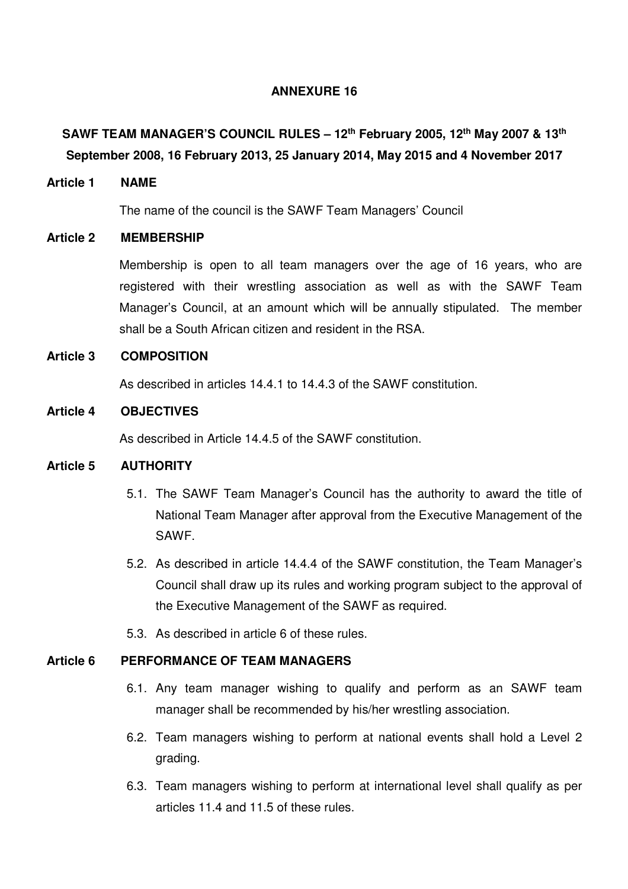**ANNEXURE 16**

**SAWF TEAM MANAGER'S COUNCIL RULES – 12th February 2005, 12th May 2007 & 13th September 2008, 16 February 2013, 25 January 2014, May 2015 and 4 November 2017**

**Article 1 NAME**

The name of the council is the SAWF Team Managers' Council

**Article 2 MEMBERSHIP**

Membership is open to all team managers over the age of 16 years, who are registered with their wrestling association as well as with the SAWF Team Manager's Council, at an amount which will be annually stipulated. The member shall be a South African citizen and resident in the RSA.

**Article 3 COMPOSITION**

As described in articles 14.4.1 to 14.4.3 of the SAWF constitution.

**Article 4 OBJECTIVES**

As described in Article 14.4.5 of the SAWF constitution.

**Article 5 AUTHORITY**

5.1. The SAWF Team Manager's Council has the authority to award the title of National Team Manager after approval from the Executive Management of the SAWF.

5.2. As described in article 14.4.4 of the SAWF constitution, the Team Manager's Council shall draw up its rules and working program subject to the approval of the Executive Management of the SAWF as required.

5.3. As described in article 6 of these rules.

**Article 6 PERFORMANCE OF TEAM MANAGERS**

6.1. Any team manager wishing to qualify and perform as an SAWF team manager shall be recommended by his/her wrestling association.

6.2. Team managers wishing to perform at national events shall hold a Level 2 grading.

6.3. Team managers wishing to perform at international level shall qualify as per articles 11.4 and 11.5 of these rules.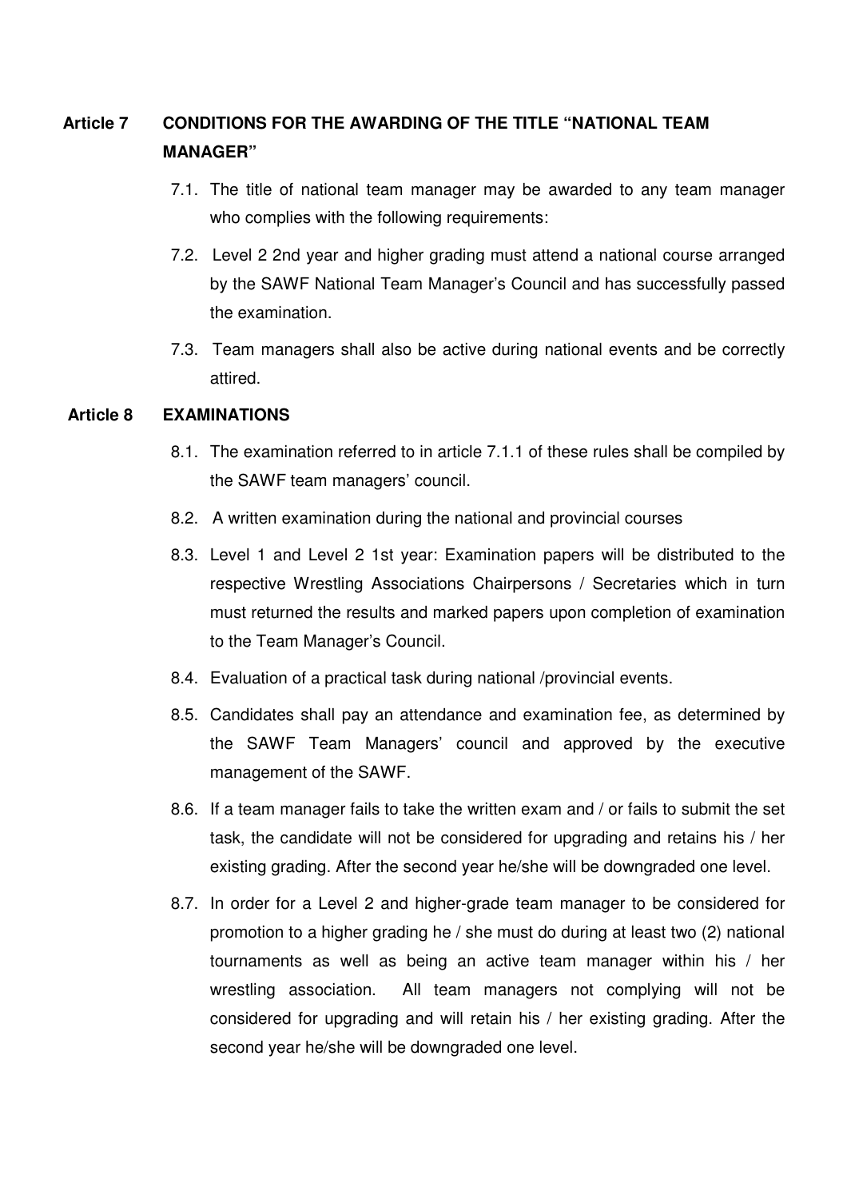## Article 7 CONDITIONS FOR THE AWARDING OF THE TITLE "NATIONAL TEAM MANAGER"

7.1. The title of national team manager may be awarded to any team manager who complies with the following requirements:

7.2. Level 2 2nd year and higher grading must attend a national course arranged by the SAWF National Team Manager's Council and has successfully passed the examination.

7.3. Team managers shall also be active during national events and be correctly attired.

## Article 8 EXAMINATIONS

8.1. The examination referred to in article 7.1.1 of these rules shall be compiled by the SAWF team managers' council.

8.2. A written examination during the national and provincial courses

8.3. Level 1 and Level 2 1st year: Examination papers will be distributed to the respective Wrestling Associations Chairpersons / Secretaries which in turn must returned the results and marked papers upon completion of examination to the Team Manager's Council.

8.4. Evaluation of a practical task during national /provincial events.

8.5. Candidates shall pay an attendance and examination fee, as determined by the SAWF Team Managers' council and approved by the executive management of the SAWF.

8.6. If a team manager fails to take the written exam and / or fails to submit the set task, the candidate will not be considered for upgrading and retains his / her existing grading. After the second year he/she will be downgraded one level.

8.7. In order for a Level 2 and higher-grade team manager to be considered for promotion to a higher grading he / she must do during at least two (2) national tournaments as well as being an active team manager within his / her wrestling association. All team managers not complying will not be considered for upgrading and will retain his / her existing grading. After the second year he/she will be downgraded one level.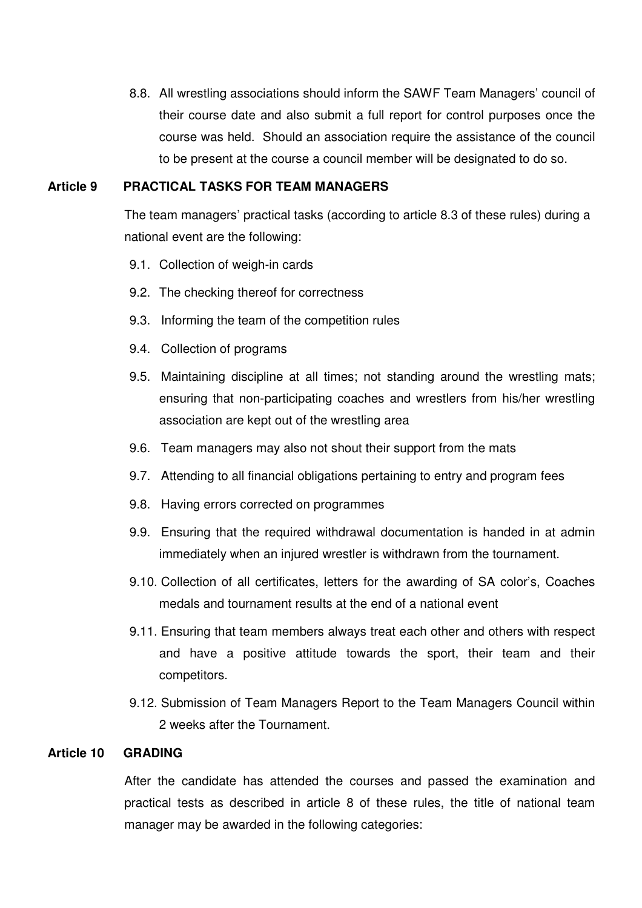8.8. All wrestling associations should inform the SAWF Team Managers' council of their course date and also submit a full report for control purposes once the course was held. Should an association require the assistance of the council to be present at the course a council member will be designated to do so.

## Article 9 PRACTICAL TASKS FOR TEAM MANAGERS

The team managers' practical tasks (according to article 8.3 of these rules) during a national event are the following:

9.1. Collection of weigh-in cards

9.2. The checking thereof for correctness

9.3. Informing the team of the competition rules

9.4. Collection of programs

9.5. Maintaining discipline at all times; not standing around the wrestling mats; ensuring that non-participating coaches and wrestlers from his/her wrestling association are kept out of the wrestling area

9.6. Team managers may also not shout their support from the mats

9.7. Attending to all financial obligations pertaining to entry and program fees

9.8. Having errors corrected on programmes

9.9. Ensuring that the required withdrawal documentation is handed in at admin immediately when an injured wrestler is withdrawn from the tournament.

9.10. Collection of all certificates, letters for the awarding of SA color's, Coaches medals and tournament results at the end of a national event

9.11. Ensuring that team members always treat each other and others with respect and have a positive attitude towards the sport, their team and their competitors.

9.12. Submission of Team Managers Report to the Team Managers Council within 2 weeks after the Tournament.

## Article 10 GRADING

After the candidate has attended the courses and passed the examination and practical tests as described in article 8 of these rules, the title of national team manager may be awarded in the following categories: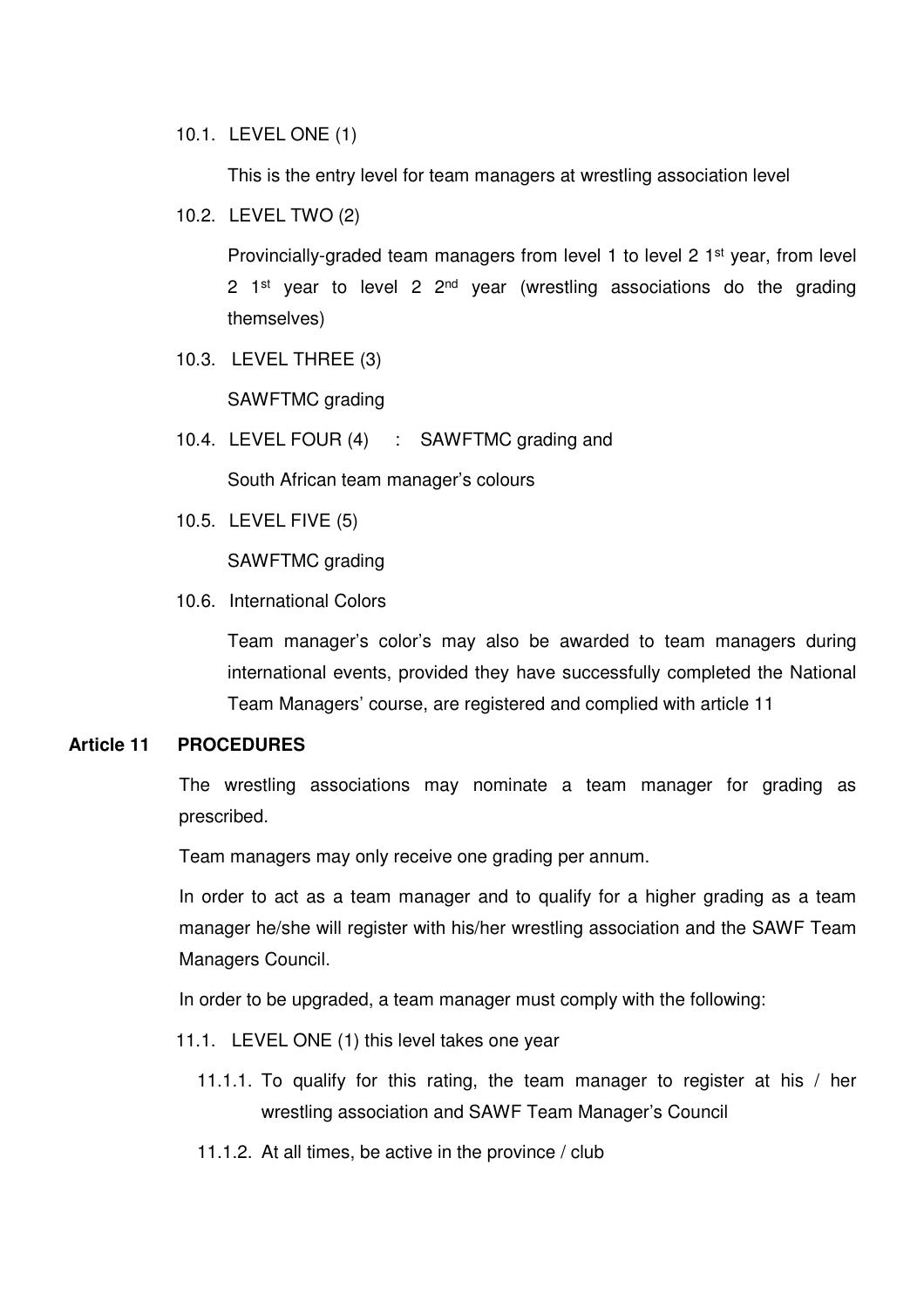10.1. LEVEL ONE (1)

This is the entry level for team managers at wrestling association level

10.2. LEVEL TWO (2)

Provincially-graded team managers from level 1 to level 2 1st year, from level 2 1st year to level 2 2nd year (wrestling associations do the grading themselves)

10.3. LEVEL THREE (3)

SAWFTMC grading

10.4. LEVEL FOUR (4) : SAWFTMC grading and

South African team manager's colours

10.5. LEVEL FIVE (5)

SAWFTMC grading

10.6. International Colors

Team manager's color's may also be awarded to team managers during international events, provided they have successfully completed the National Team Managers' course, are registered and complied with article 11

## Article 11 PROCEDURES

The wrestling associations may nominate a team manager for grading as prescribed.

Team managers may only receive one grading per annum.

In order to act as a team manager and to qualify for a higher grading as a team manager he/she will register with his/her wrestling association and the SAWF Team Managers Council.

In order to be upgraded, a team manager must comply with the following:

11.1. LEVEL ONE (1) this level takes one year

11.1.1. To qualify for this rating, the team manager to register at his / her wrestling association and SAWF Team Manager's Council

11.1.2. At all times, be active in the province / club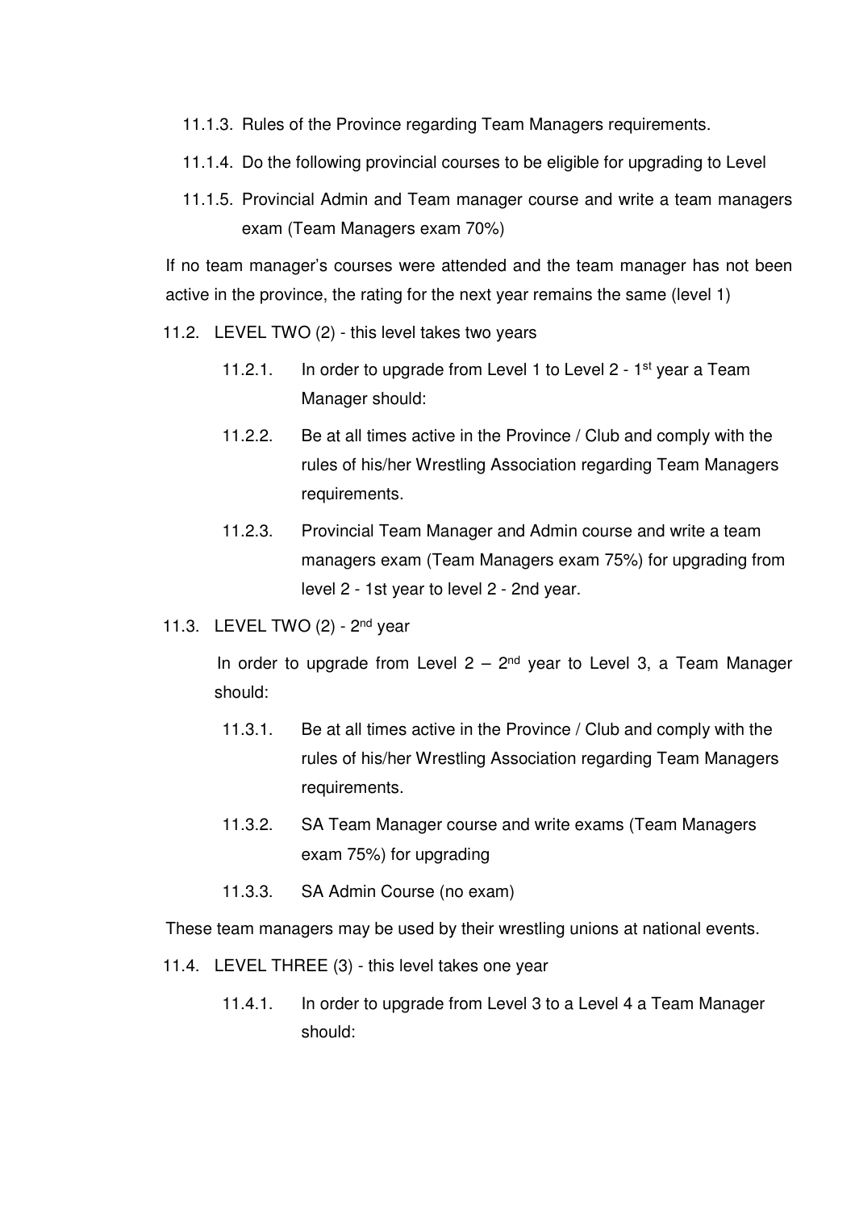11.1.3. Rules of the Province regarding Team Managers requirements.

11.1.4. Do the following provincial courses to be eligible for upgrading to Level

11.1.5. Provincial Admin and Team manager course and write a team managers exam (Team Managers exam 70%)

If no team manager's courses were attended and the team manager has not been active in the province, the rating for the next year remains the same (level 1)

11.2. LEVEL TWO (2) - this level takes two years

11.2.1. In order to upgrade from Level 1 to Level 2 - 1st year a Team Manager should:

11.2.2. Be at all times active in the Province / Club and comply with the rules of his/her Wrestling Association regarding Team Managers requirements.

11.2.3. Provincial Team Manager and Admin course and write a team managers exam (Team Managers exam 75%) for upgrading from level 2 - 1st year to level 2 - 2nd year.

11.3. LEVEL TWO (2) - 2nd year

In order to upgrade from Level 2 – 2nd year to Level 3, a Team Manager should:

11.3.1. Be at all times active in the Province / Club and comply with the rules of his/her Wrestling Association regarding Team Managers requirements.

11.3.2. SA Team Manager course and write exams (Team Managers exam 75%) for upgrading

11.3.3. SA Admin Course (no exam)

These team managers may be used by their wrestling unions at national events.

11.4. LEVEL THREE (3) - this level takes one year

11.4.1. In order to upgrade from Level 3 to a Level 4 a Team Manager should: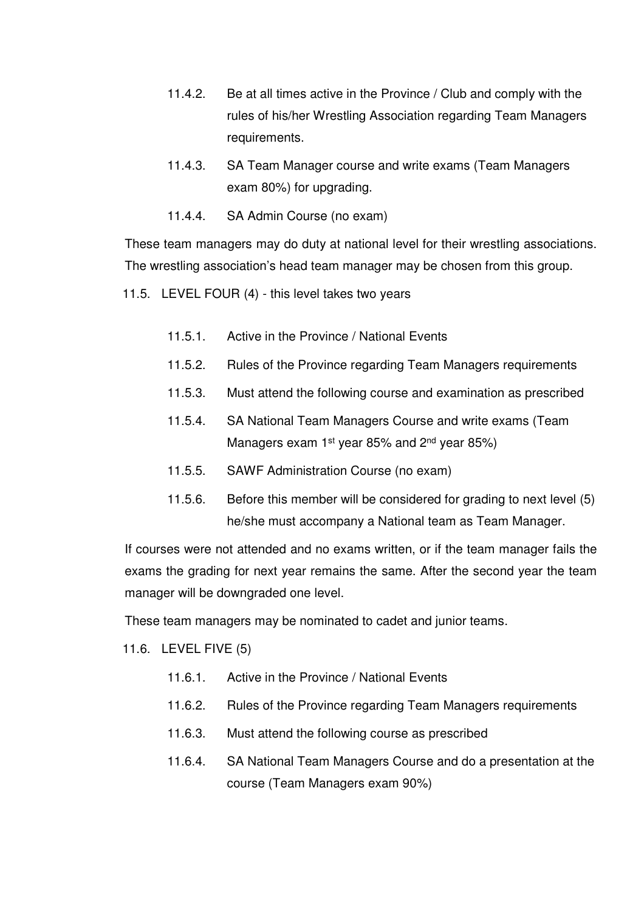- 11.4.2. Be at all times active in the Province / Club and comply with the rules of his/her Wrestling Association regarding Team Managers requirements.
- 11.4.3. SA Team Manager course and write exams (Team Managers exam 80%) for upgrading.
- 11.4.4. SA Admin Course (no exam)

These team managers may do duty at national level for their wrestling associations. The wrestling association's head team manager may be chosen from this group.

11.5. LEVEL FOUR (4) - this level takes two years

- 11.5.1. Active in the Province / National Events
- 11.5.2. Rules of the Province regarding Team Managers requirements
- 11.5.3. Must attend the following course and examination as prescribed
- 11.5.4. SA National Team Managers Course and write exams (Team Managers exam 1st year 85% and 2nd year 85%)
- 11.5.5. SAWF Administration Course (no exam)
- 11.5.6. Before this member will be considered for grading to next level (5) he/she must accompany a National team as Team Manager.

If courses were not attended and no exams written, or if the team manager fails the exams the grading for next year remains the same. After the second year the team manager will be downgraded one level.

These team managers may be nominated to cadet and junior teams.

11.6. LEVEL FIVE (5)

- 11.6.1. Active in the Province / National Events
- 11.6.2. Rules of the Province regarding Team Managers requirements
- 11.6.3. Must attend the following course as prescribed
- 11.6.4. SA National Team Managers Course and do a presentation at the course (Team Managers exam 90%)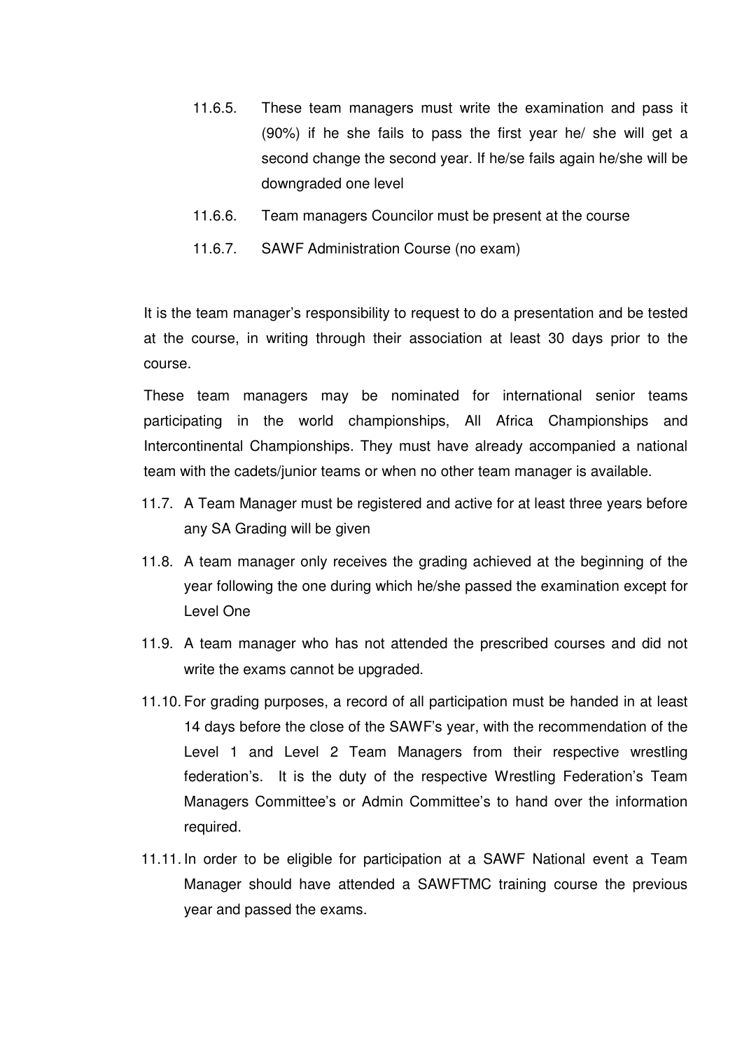11.6.5. These team managers must write the examination and pass it (90%) if he she fails to pass the first year he/ she will get a second change the second year. If he/se fails again he/she will be downgraded one level

11.6.6. Team managers Councilor must be present at the course

11.6.7. SAWF Administration Course (no exam)

It is the team manager's responsibility to request to do a presentation and be tested at the course, in writing through their association at least 30 days prior to the course.

These team managers may be nominated for international senior teams participating in the world championships, All Africa Championships and Intercontinental Championships. They must have already accompanied a national team with the cadets/junior teams or when no other team manager is available.

11.7. A Team Manager must be registered and active for at least three years before any SA Grading will be given

11.8. A team manager only receives the grading achieved at the beginning of the year following the one during which he/she passed the examination except for Level One

11.9. A team manager who has not attended the prescribed courses and did not write the exams cannot be upgraded.

11.10. For grading purposes, a record of all participation must be handed in at least 14 days before the close of the SAWF's year, with the recommendation of the Level 1 and Level 2 Team Managers from their respective wrestling federation's. It is the duty of the respective Wrestling Federation's Team Managers Committee's or Admin Committee's to hand over the information required.

11.11. In order to be eligible for participation at a SAWF National event a Team Manager should have attended a SAWFTMC training course the previous year and passed the exams.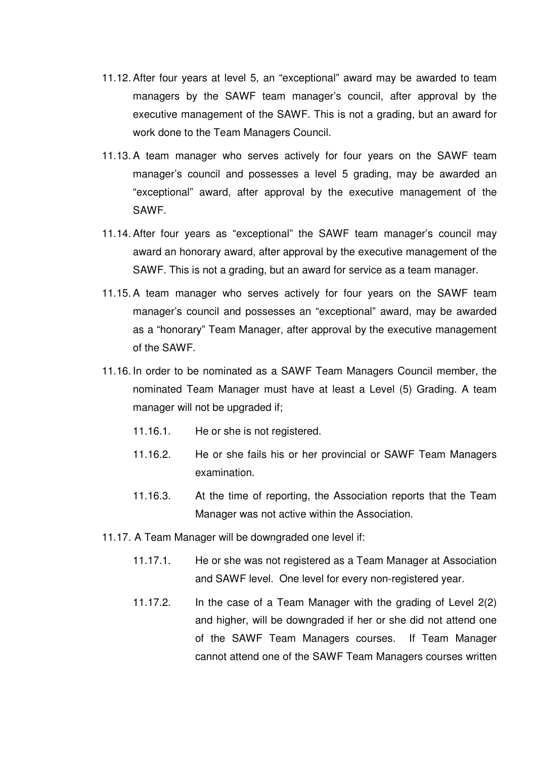11.12. After four years at level 5, an "exceptional" award may be awarded to team managers by the SAWF team manager's council, after approval by the executive management of the SAWF. This is not a grading, but an award for work done to the Team Managers Council.

11.13. A team manager who serves actively for four years on the SAWF team manager's council and possesses a level 5 grading, may be awarded an "exceptional" award, after approval by the executive management of the SAWF.

11.14. After four years as "exceptional" the SAWF team manager's council may award an honorary award, after approval by the executive management of the SAWF. This is not a grading, but an award for service as a team manager.

11.15. A team manager who serves actively for four years on the SAWF team manager's council and possesses an "exceptional" award, may be awarded as a "honorary" Team Manager, after approval by the executive management of the SAWF.

11.16. In order to be nominated as a SAWF Team Managers Council member, the nominated Team Manager must have at least a Level (5) Grading. A team manager will not be upgraded if;

   11.16.1. He or she is not registered.

   11.16.2. He or she fails his or her provincial or SAWF Team Managers examination.

   11.16.3. At the time of reporting, the Association reports that the Team Manager was not active within the Association.

11.17. A Team Manager will be downgraded one level if:

   11.17.1. He or she was not registered as a Team Manager at Association and SAWF level. One level for every non-registered year.

   11.17.2. In the case of a Team Manager with the grading of Level 2(2) and higher, will be downgraded if her or she did not attend one of the SAWF Team Managers courses. If Team Manager cannot attend one of the SAWF Team Managers courses written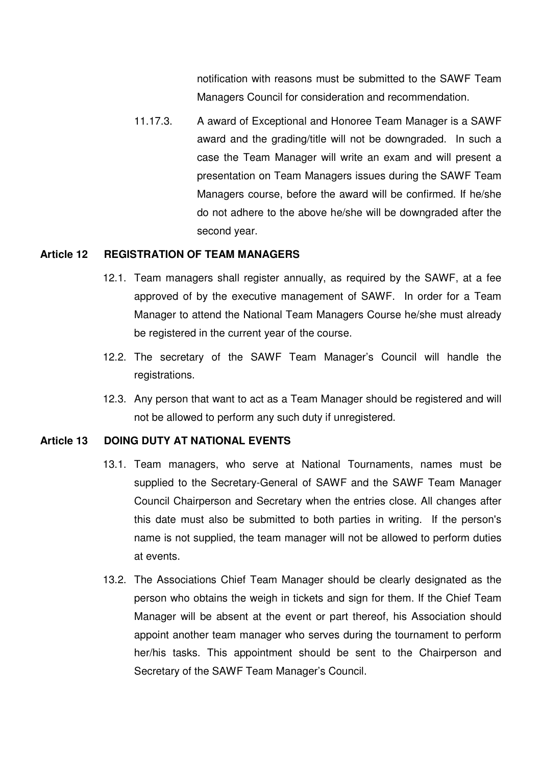notification with reasons must be submitted to the SAWF Team Managers Council for consideration and recommendation.

11.17.3. A award of Exceptional and Honoree Team Manager is a SAWF award and the grading/title will not be downgraded. In such a case the Team Manager will write an exam and will present a presentation on Team Managers issues during the SAWF Team Managers course, before the award will be confirmed. If he/she do not adhere to the above he/she will be downgraded after the second year.

## Article 12 REGISTRATION OF TEAM MANAGERS

12.1. Team managers shall register annually, as required by the SAWF, at a fee approved of by the executive management of SAWF. In order for a Team Manager to attend the National Team Managers Course he/she must already be registered in the current year of the course.

12.2. The secretary of the SAWF Team Manager's Council will handle the registrations.

12.3. Any person that want to act as a Team Manager should be registered and will not be allowed to perform any such duty if unregistered.

## Article 13 DOING DUTY AT NATIONAL EVENTS

13.1. Team managers, who serve at National Tournaments, names must be supplied to the Secretary-General of SAWF and the SAWF Team Manager Council Chairperson and Secretary when the entries close. All changes after this date must also be submitted to both parties in writing. If the person's name is not supplied, the team manager will not be allowed to perform duties at events.

13.2. The Associations Chief Team Manager should be clearly designated as the person who obtains the weigh in tickets and sign for them. If the Chief Team Manager will be absent at the event or part thereof, his Association should appoint another team manager who serves during the tournament to perform her/his tasks. This appointment should be sent to the Chairperson and Secretary of the SAWF Team Manager's Council.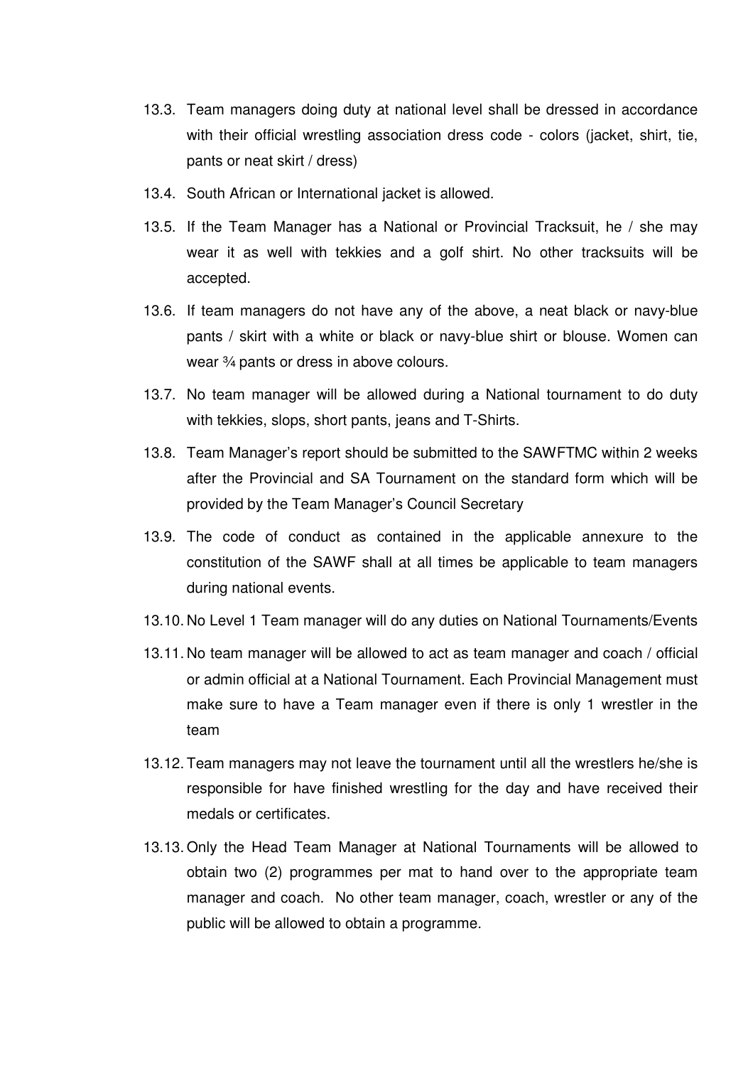13.3. Team managers doing duty at national level shall be dressed in accordance with their official wrestling association dress code - colors (jacket, shirt, tie, pants or neat skirt / dress)

13.4. South African or International jacket is allowed.

13.5. If the Team Manager has a National or Provincial Tracksuit, he / she may wear it as well with tekkies and a golf shirt. No other tracksuits will be accepted.

13.6. If team managers do not have any of the above, a neat black or navy-blue pants / skirt with a white or black or navy-blue shirt or blouse. Women can wear ¾ pants or dress in above colours.

13.7. No team manager will be allowed during a National tournament to do duty with tekkies, slops, short pants, jeans and T-Shirts.

13.8. Team Manager's report should be submitted to the SAWFTMC within 2 weeks after the Provincial and SA Tournament on the standard form which will be provided by the Team Manager's Council Secretary

13.9. The code of conduct as contained in the applicable annexure to the constitution of the SAWF shall at all times be applicable to team managers during national events.

13.10. No Level 1 Team manager will do any duties on National Tournaments/Events

13.11. No team manager will be allowed to act as team manager and coach / official or admin official at a National Tournament. Each Provincial Management must make sure to have a Team manager even if there is only 1 wrestler in the team

13.12. Team managers may not leave the tournament until all the wrestlers he/she is responsible for have finished wrestling for the day and have received their medals or certificates.

13.13. Only the Head Team Manager at National Tournaments will be allowed to obtain two (2) programmes per mat to hand over to the appropriate team manager and coach. No other team manager, coach, wrestler or any of the public will be allowed to obtain a programme.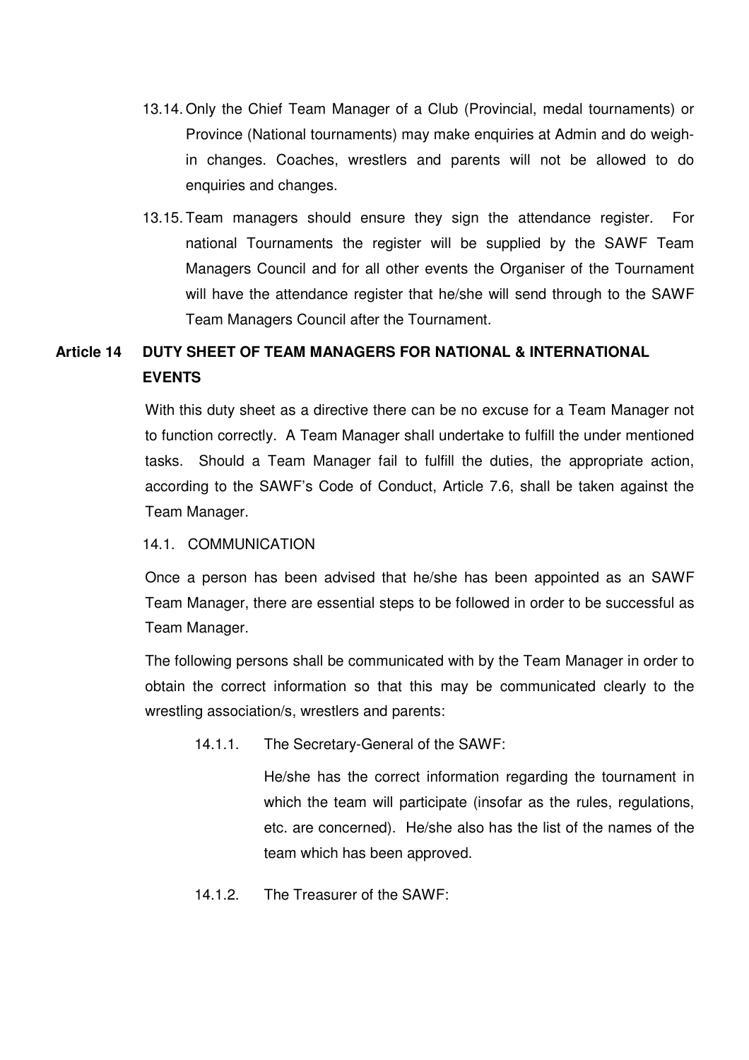13.14. Only the Chief Team Manager of a Club (Provincial, medal tournaments) or Province (National tournaments) may make enquiries at Admin and do weigh-in changes. Coaches, wrestlers and parents will not be allowed to do enquiries and changes.

13.15. Team managers should ensure they sign the attendance register. For national Tournaments the register will be supplied by the SAWF Team Managers Council and for all other events the Organiser of the Tournament will have the attendance register that he/she will send through to the SAWF Team Managers Council after the Tournament.

## Article 14 DUTY SHEET OF TEAM MANAGERS FOR NATIONAL & INTERNATIONAL EVENTS

With this duty sheet as a directive there can be no excuse for a Team Manager not to function correctly. A Team Manager shall undertake to fulfill the under mentioned tasks. Should a Team Manager fail to fulfill the duties, the appropriate action, according to the SAWF's Code of Conduct, Article 7.6, shall be taken against the Team Manager.

14.1. COMMUNICATION

Once a person has been advised that he/she has been appointed as an SAWF Team Manager, there are essential steps to be followed in order to be successful as Team Manager.

The following persons shall be communicated with by the Team Manager in order to obtain the correct information so that this may be communicated clearly to the wrestling association/s, wrestlers and parents:

14.1.1. The Secretary-General of the SAWF:

He/she has the correct information regarding the tournament in which the team will participate (insofar as the rules, regulations, etc. are concerned). He/she also has the list of the names of the team which has been approved.

14.1.2. The Treasurer of the SAWF: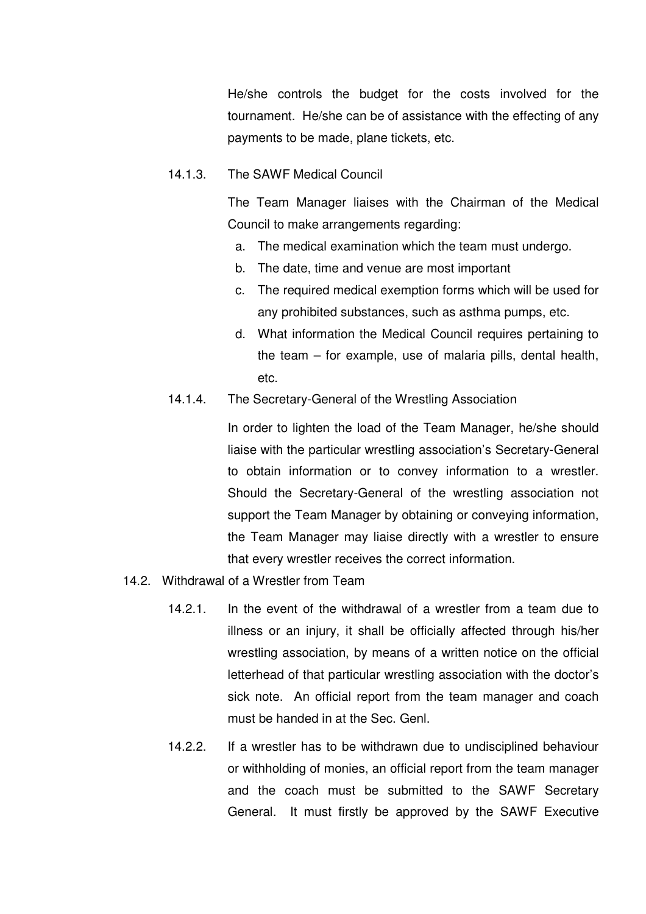He/she controls the budget for the costs involved for the tournament. He/she can be of assistance with the effecting of any payments to be made, plane tickets, etc.

14.1.3. The SAWF Medical Council

The Team Manager liaises with the Chairman of the Medical Council to make arrangements regarding:

a. The medical examination which the team must undergo.
b. The date, time and venue are most important
c. The required medical exemption forms which will be used for any prohibited substances, such as asthma pumps, etc.
d. What information the Medical Council requires pertaining to the team – for example, use of malaria pills, dental health, etc.

14.1.4. The Secretary-General of the Wrestling Association

In order to lighten the load of the Team Manager, he/she should liaise with the particular wrestling association's Secretary-General to obtain information or to convey information to a wrestler. Should the Secretary-General of the wrestling association not support the Team Manager by obtaining or conveying information, the Team Manager may liaise directly with a wrestler to ensure that every wrestler receives the correct information.

14.2. Withdrawal of a Wrestler from Team

14.2.1. In the event of the withdrawal of a wrestler from a team due to illness or an injury, it shall be officially affected through his/her wrestling association, by means of a written notice on the official letterhead of that particular wrestling association with the doctor's sick note. An official report from the team manager and coach must be handed in at the Sec. Genl.

14.2.2. If a wrestler has to be withdrawn due to undisciplined behaviour or withholding of monies, an official report from the team manager and the coach must be submitted to the SAWF Secretary General. It must firstly be approved by the SAWF Executive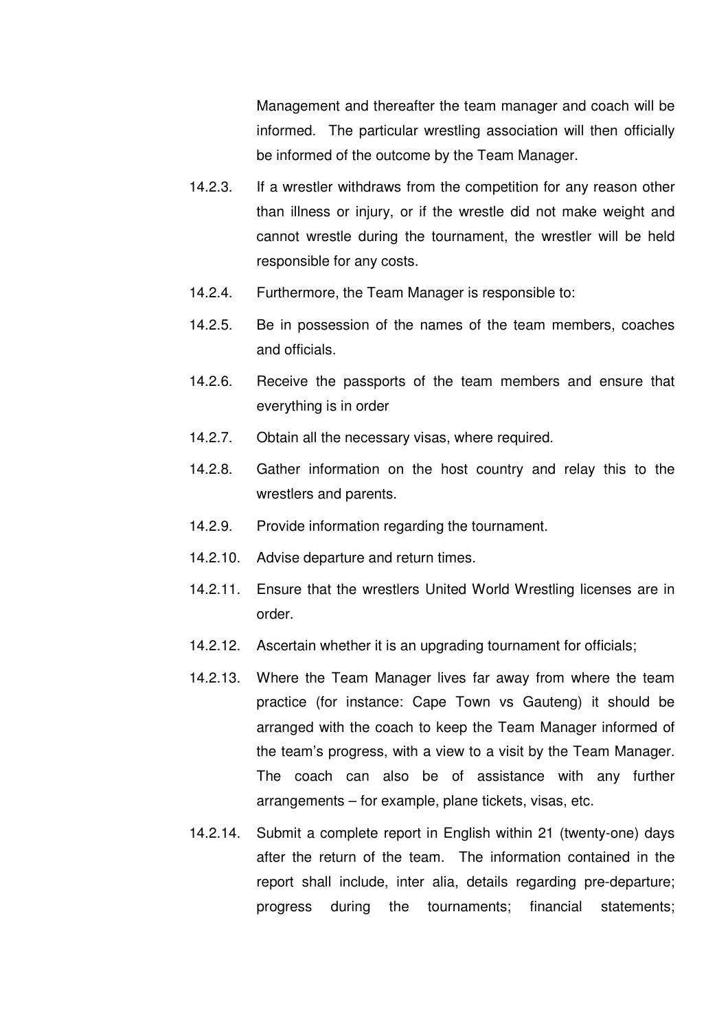Management and thereafter the team manager and coach will be informed. The particular wrestling association will then officially be informed of the outcome by the Team Manager.

14.2.3. If a wrestler withdraws from the competition for any reason other than illness or injury, or if the wrestle did not make weight and cannot wrestle during the tournament, the wrestler will be held responsible for any costs.

14.2.4. Furthermore, the Team Manager is responsible to:

14.2.5. Be in possession of the names of the team members, coaches and officials.

14.2.6. Receive the passports of the team members and ensure that everything is in order

14.2.7. Obtain all the necessary visas, where required.

14.2.8. Gather information on the host country and relay this to the wrestlers and parents.

14.2.9. Provide information regarding the tournament.

14.2.10. Advise departure and return times.

14.2.11. Ensure that the wrestlers United World Wrestling licenses are in order.

14.2.12. Ascertain whether it is an upgrading tournament for officials;

14.2.13. Where the Team Manager lives far away from where the team practice (for instance: Cape Town vs Gauteng) it should be arranged with the coach to keep the Team Manager informed of the team's progress, with a view to a visit by the Team Manager. The coach can also be of assistance with any further arrangements – for example, plane tickets, visas, etc.

14.2.14. Submit a complete report in English within 21 (twenty-one) days after the return of the team. The information contained in the report shall include, inter alia, details regarding pre-departure; progress during the tournaments; financial statements;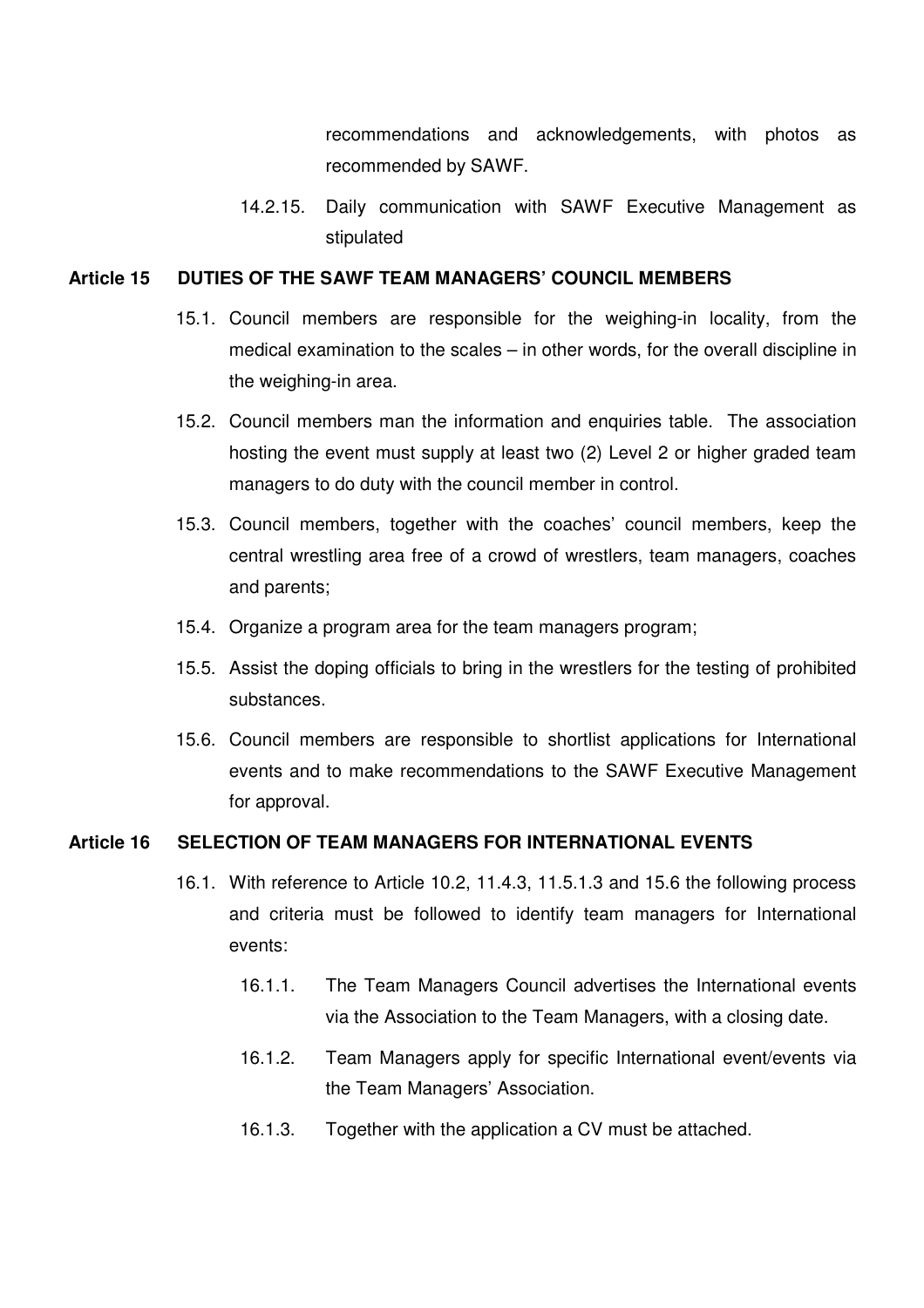recommendations and acknowledgements, with photos as recommended by SAWF.

14.2.15. Daily communication with SAWF Executive Management as stipulated

## Article 15 DUTIES OF THE SAWF TEAM MANAGERS' COUNCIL MEMBERS

15.1. Council members are responsible for the weighing-in locality, from the medical examination to the scales – in other words, for the overall discipline in the weighing-in area.

15.2. Council members man the information and enquiries table. The association hosting the event must supply at least two (2) Level 2 or higher graded team managers to do duty with the council member in control.

15.3. Council members, together with the coaches' council members, keep the central wrestling area free of a crowd of wrestlers, team managers, coaches and parents;

15.4. Organize a program area for the team managers program;

15.5. Assist the doping officials to bring in the wrestlers for the testing of prohibited substances.

15.6. Council members are responsible to shortlist applications for International events and to make recommendations to the SAWF Executive Management for approval.

## Article 16 SELECTION OF TEAM MANAGERS FOR INTERNATIONAL EVENTS

16.1. With reference to Article 10.2, 11.4.3, 11.5.1.3 and 15.6 the following process and criteria must be followed to identify team managers for International events:

16.1.1. The Team Managers Council advertises the International events via the Association to the Team Managers, with a closing date.

16.1.2. Team Managers apply for specific International event/events via the Team Managers' Association.

16.1.3. Together with the application a CV must be attached.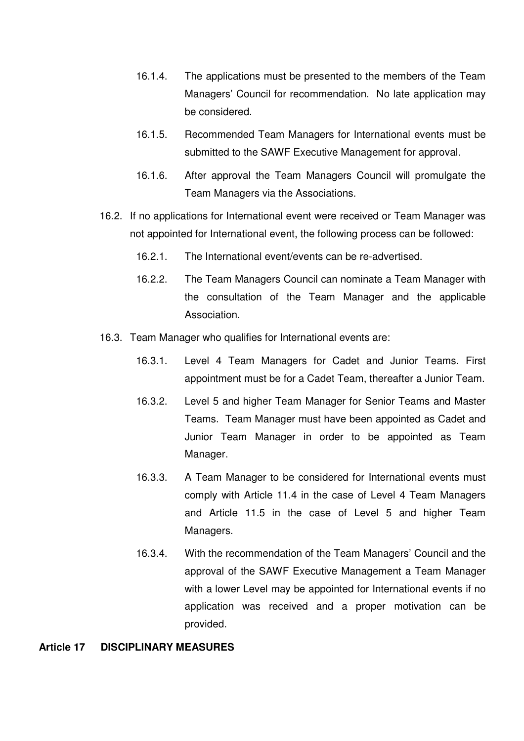16.1.4. The applications must be presented to the members of the Team Managers' Council for recommendation. No late application may be considered.

16.1.5. Recommended Team Managers for International events must be submitted to the SAWF Executive Management for approval.

16.1.6. After approval the Team Managers Council will promulgate the Team Managers via the Associations.

16.2. If no applications for International event were received or Team Manager was not appointed for International event, the following process can be followed:

16.2.1. The International event/events can be re-advertised.

16.2.2. The Team Managers Council can nominate a Team Manager with the consultation of the Team Manager and the applicable Association.

16.3. Team Manager who qualifies for International events are:

16.3.1. Level 4 Team Managers for Cadet and Junior Teams. First appointment must be for a Cadet Team, thereafter a Junior Team.

16.3.2. Level 5 and higher Team Manager for Senior Teams and Master Teams. Team Manager must have been appointed as Cadet and Junior Team Manager in order to be appointed as Team Manager.

16.3.3. A Team Manager to be considered for International events must comply with Article 11.4 in the case of Level 4 Team Managers and Article 11.5 in the case of Level 5 and higher Team Managers.

16.3.4. With the recommendation of the Team Managers' Council and the approval of the SAWF Executive Management a Team Manager with a lower Level may be appointed for International events if no application was received and a proper motivation can be provided.

## Article 17 DISCIPLINARY MEASURES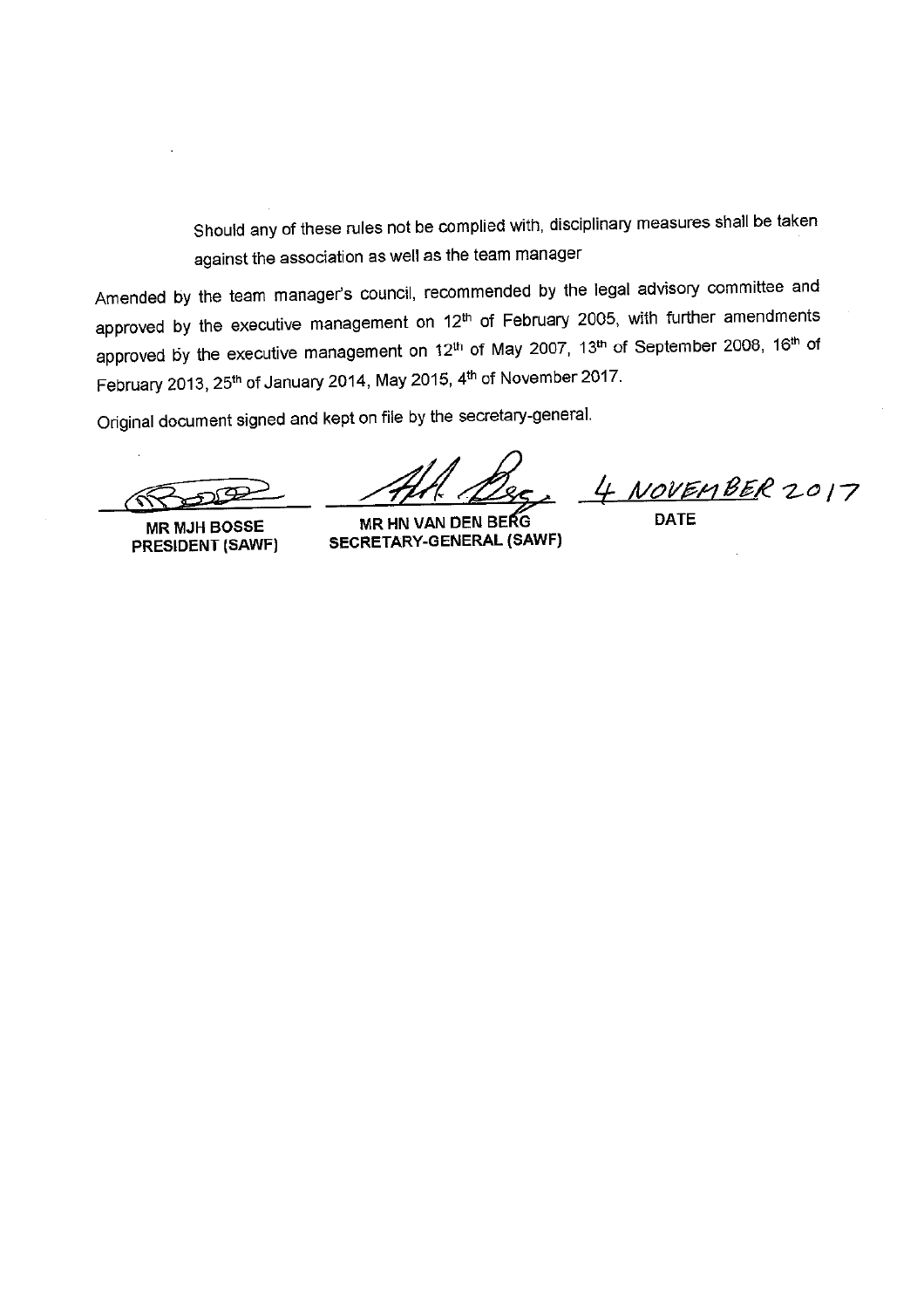Should any of these rules not be complied with, disciplinary measures shall be taken against the association as well as the team manager

Amended by the team manager's council, recommended by the legal advisory committee and approved by the executive management on 12th of February 2005, with further amendments approved by the executive management on 12th of May 2007, 13th of September 2008, 16th of February 2013, 25th of January 2014, May 2015, 4th of November 2017.

Original document signed and kept on file by the secretary-general.

| | | |
|---|---|---|
| **MR MJH BOSSE**<br>**PRESIDENT (SAWF)** | **MR HN VAN DEN BERG**<br>**SECRETARY-GENERAL (SAWF)** | 4 NOVEMBER 2017<br>**DATE** |